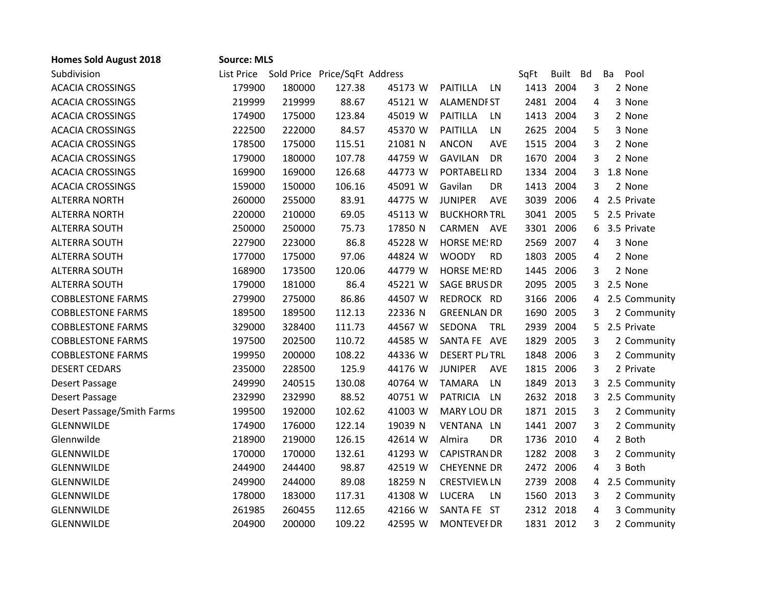**Homes Sold August 2018** **Source: MLS**

| Subdivision | List Price | Sold Price | Price/SqFt | Address | | | | SqFt | Built | Bd | Ba | Pool |
|---|---|---|---|---|---|---|---|---|---|---|---|---|
| ACACIA CROSSINGS | 179900 | 180000 | 127.38 | 45173 | W | PAITILLA | LN | 1413 | 2004 | 3 | 2 | None |
| ACACIA CROSSINGS | 219999 | 219999 | 88.67 | 45121 | W | ALAMENDF | ST | 2481 | 2004 | 4 | 3 | None |
| ACACIA CROSSINGS | 174900 | 175000 | 123.84 | 45019 | W | PAITILLA | LN | 1413 | 2004 | 3 | 2 | None |
| ACACIA CROSSINGS | 222500 | 222000 | 84.57 | 45370 | W | PAITILLA | LN | 2625 | 2004 | 5 | 3 | None |
| ACACIA CROSSINGS | 178500 | 175000 | 115.51 | 21081 | N | ANCON | AVE | 1515 | 2004 | 3 | 2 | None |
| ACACIA CROSSINGS | 179000 | 180000 | 107.78 | 44759 | W | GAVILAN | DR | 1670 | 2004 | 3 | 2 | None |
| ACACIA CROSSINGS | 169900 | 169000 | 126.68 | 44773 | W | PORTABELL | RD | 1334 | 2004 | 3 | 1.8 | None |
| ACACIA CROSSINGS | 159000 | 150000 | 106.16 | 45091 | W | Gavilan | DR | 1413 | 2004 | 3 | 2 | None |
| ALTERRA NORTH | 260000 | 255000 | 83.91 | 44775 | W | JUNIPER | AVE | 3039 | 2006 | 4 | 2.5 | Private |
| ALTERRA NORTH | 220000 | 210000 | 69.05 | 45113 | W | BUCKHORN | TRL | 3041 | 2005 | 5 | 2.5 | Private |
| ALTERRA SOUTH | 250000 | 250000 | 75.73 | 17850 | N | CARMEN | AVE | 3301 | 2006 | 6 | 3.5 | Private |
| ALTERRA SOUTH | 227900 | 223000 | 86.8 | 45228 | W | HORSE ME: | RD | 2569 | 2007 | 4 | 3 | None |
| ALTERRA SOUTH | 177000 | 175000 | 97.06 | 44824 | W | WOODY | RD | 1803 | 2005 | 4 | 2 | None |
| ALTERRA SOUTH | 168900 | 173500 | 120.06 | 44779 | W | HORSE ME: | RD | 1445 | 2006 | 3 | 2 | None |
| ALTERRA SOUTH | 179000 | 181000 | 86.4 | 45221 | W | SAGE BRUS | DR | 2095 | 2005 | 3 | 2.5 | None |
| COBBLESTONE FARMS | 279900 | 275000 | 86.86 | 44507 | W | REDROCK | RD | 3166 | 2006 | 4 | 2.5 | Community |
| COBBLESTONE FARMS | 189500 | 189500 | 112.13 | 22336 | N | GREENLAN | DR | 1690 | 2005 | 3 | 2 | Community |
| COBBLESTONE FARMS | 329000 | 328400 | 111.73 | 44567 | W | SEDONA | TRL | 2939 | 2004 | 5 | 2.5 | Private |
| COBBLESTONE FARMS | 197500 | 202500 | 110.72 | 44585 | W | SANTA FE | AVE | 1829 | 2005 | 3 | 2 | Community |
| COBBLESTONE FARMS | 199950 | 200000 | 108.22 | 44336 | W | DESERT PL/ | TRL | 1848 | 2006 | 3 | 2 | Community |
| DESERT CEDARS | 235000 | 228500 | 125.9 | 44176 | W | JUNIPER | AVE | 1815 | 2006 | 3 | 2 | Private |
| Desert Passage | 249990 | 240515 | 130.08 | 40764 | W | TAMARA | LN | 1849 | 2013 | 3 | 2.5 | Community |
| Desert Passage | 232990 | 232990 | 88.52 | 40751 | W | PATRICIA | LN | 2632 | 2018 | 3 | 2.5 | Community |
| Desert Passage/Smith Farms | 199500 | 192000 | 102.62 | 41003 | W | MARY LOU | DR | 1871 | 2015 | 3 | 2 | Community |
| GLENNWILDE | 174900 | 176000 | 122.14 | 19039 | N | VENTANA | LN | 1441 | 2007 | 3 | 2 | Community |
| Glennwilde | 218900 | 219000 | 126.15 | 42614 | W | Almira | DR | 1736 | 2010 | 4 | 2 | Both |
| GLENNWILDE | 170000 | 170000 | 132.61 | 41293 | W | CAPISTRAN | DR | 1282 | 2008 | 3 | 2 | Community |
| GLENNWILDE | 244900 | 244400 | 98.87 | 42519 | W | CHEYENNE | DR | 2472 | 2006 | 4 | 3 | Both |
| GLENNWILDE | 249900 | 244000 | 89.08 | 18259 | N | CRESTVIEW | LN | 2739 | 2008 | 4 | 2.5 | Community |
| GLENNWILDE | 178000 | 183000 | 117.31 | 41308 | W | LUCERA | LN | 1560 | 2013 | 3 | 2 | Community |
| GLENNWILDE | 261985 | 260455 | 112.65 | 42166 | W | SANTA FE | ST | 2312 | 2018 | 4 | 3 | Community |
| GLENNWILDE | 204900 | 200000 | 109.22 | 42595 | W | MONTEVEF | DR | 1831 | 2012 | 3 | 2 | Community |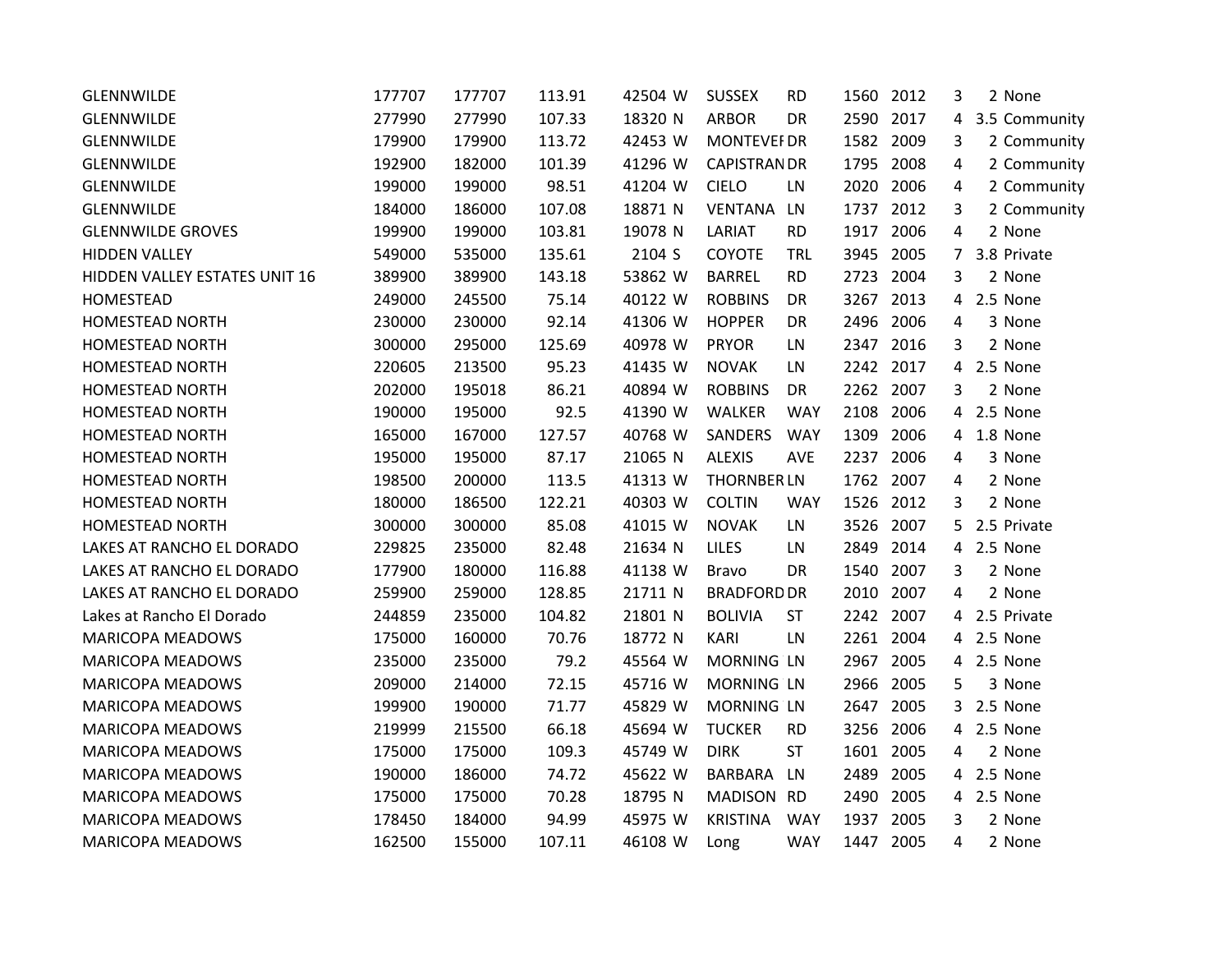| | | | | | | | | | | | | |
|---|---|---|---|---|---|---|---|---|---|---|---|---|
| GLENNWILDE | 177707 | 177707 | 113.91 | 42504 | W | SUSSEX | RD | 1560 | 2012 | 3 | 2 | None |
| GLENNWILDE | 277990 | 277990 | 107.33 | 18320 | N | ARBOR | DR | 2590 | 2017 | 4 | 3.5 | Community |
| GLENNWILDE | 179900 | 179900 | 113.72 | 42453 | W | MONTEVEI | DR | 1582 | 2009 | 3 | 2 | Community |
| GLENNWILDE | 192900 | 182000 | 101.39 | 41296 | W | CAPISTRAN | DR | 1795 | 2008 | 4 | 2 | Community |
| GLENNWILDE | 199000 | 199000 | 98.51 | 41204 | W | CIELO | LN | 2020 | 2006 | 4 | 2 | Community |
| GLENNWILDE | 184000 | 186000 | 107.08 | 18871 | N | VENTANA | LN | 1737 | 2012 | 3 | 2 | Community |
| GLENNWILDE GROVES | 199900 | 199000 | 103.81 | 19078 | N | LARIAT | RD | 1917 | 2006 | 4 | 2 | None |
| HIDDEN VALLEY | 549000 | 535000 | 135.61 | 2104 | S | COYOTE | TRL | 3945 | 2005 | 7 | 3.8 | Private |
| HIDDEN VALLEY ESTATES UNIT 16 | 389900 | 389900 | 143.18 | 53862 | W | BARREL | RD | 2723 | 2004 | 3 | 2 | None |
| HOMESTEAD | 249000 | 245500 | 75.14 | 40122 | W | ROBBINS | DR | 3267 | 2013 | 4 | 2.5 | None |
| HOMESTEAD NORTH | 230000 | 230000 | 92.14 | 41306 | W | HOPPER | DR | 2496 | 2006 | 4 | 3 | None |
| HOMESTEAD NORTH | 300000 | 295000 | 125.69 | 40978 | W | PRYOR | LN | 2347 | 2016 | 3 | 2 | None |
| HOMESTEAD NORTH | 220605 | 213500 | 95.23 | 41435 | W | NOVAK | LN | 2242 | 2017 | 4 | 2.5 | None |
| HOMESTEAD NORTH | 202000 | 195018 | 86.21 | 40894 | W | ROBBINS | DR | 2262 | 2007 | 3 | 2 | None |
| HOMESTEAD NORTH | 190000 | 195000 | 92.5 | 41390 | W | WALKER | WAY | 2108 | 2006 | 4 | 2.5 | None |
| HOMESTEAD NORTH | 165000 | 167000 | 127.57 | 40768 | W | SANDERS | WAY | 1309 | 2006 | 4 | 1.8 | None |
| HOMESTEAD NORTH | 195000 | 195000 | 87.17 | 21065 | N | ALEXIS | AVE | 2237 | 2006 | 4 | 3 | None |
| HOMESTEAD NORTH | 198500 | 200000 | 113.5 | 41313 | W | THORNBER | LN | 1762 | 2007 | 4 | 2 | None |
| HOMESTEAD NORTH | 180000 | 186500 | 122.21 | 40303 | W | COLTIN | WAY | 1526 | 2012 | 3 | 2 | None |
| HOMESTEAD NORTH | 300000 | 300000 | 85.08 | 41015 | W | NOVAK | LN | 3526 | 2007 | 5 | 2.5 | Private |
| LAKES AT RANCHO EL DORADO | 229825 | 235000 | 82.48 | 21634 | N | LILES | LN | 2849 | 2014 | 4 | 2.5 | None |
| LAKES AT RANCHO EL DORADO | 177900 | 180000 | 116.88 | 41138 | W | Bravo | DR | 1540 | 2007 | 3 | 2 | None |
| LAKES AT RANCHO EL DORADO | 259900 | 259000 | 128.85 | 21711 | N | BRADFORD | DR | 2010 | 2007 | 4 | 2 | None |
| Lakes at Rancho El Dorado | 244859 | 235000 | 104.82 | 21801 | N | BOLIVIA | ST | 2242 | 2007 | 4 | 2.5 | Private |
| MARICOPA MEADOWS | 175000 | 160000 | 70.76 | 18772 | N | KARI | LN | 2261 | 2004 | 4 | 2.5 | None |
| MARICOPA MEADOWS | 235000 | 235000 | 79.2 | 45564 | W | MORNING | LN | 2967 | 2005 | 4 | 2.5 | None |
| MARICOPA MEADOWS | 209000 | 214000 | 72.15 | 45716 | W | MORNING | LN | 2966 | 2005 | 5 | 3 | None |
| MARICOPA MEADOWS | 199900 | 190000 | 71.77 | 45829 | W | MORNING | LN | 2647 | 2005 | 3 | 2.5 | None |
| MARICOPA MEADOWS | 219999 | 215500 | 66.18 | 45694 | W | TUCKER | RD | 3256 | 2006 | 4 | 2.5 | None |
| MARICOPA MEADOWS | 175000 | 175000 | 109.3 | 45749 | W | DIRK | ST | 1601 | 2005 | 4 | 2 | None |
| MARICOPA MEADOWS | 190000 | 186000 | 74.72 | 45622 | W | BARBARA | LN | 2489 | 2005 | 4 | 2.5 | None |
| MARICOPA MEADOWS | 175000 | 175000 | 70.28 | 18795 | N | MADISON | RD | 2490 | 2005 | 4 | 2.5 | None |
| MARICOPA MEADOWS | 178450 | 184000 | 94.99 | 45975 | W | KRISTINA | WAY | 1937 | 2005 | 3 | 2 | None |
| MARICOPA MEADOWS | 162500 | 155000 | 107.11 | 46108 | W | Long | WAY | 1447 | 2005 | 4 | 2 | None |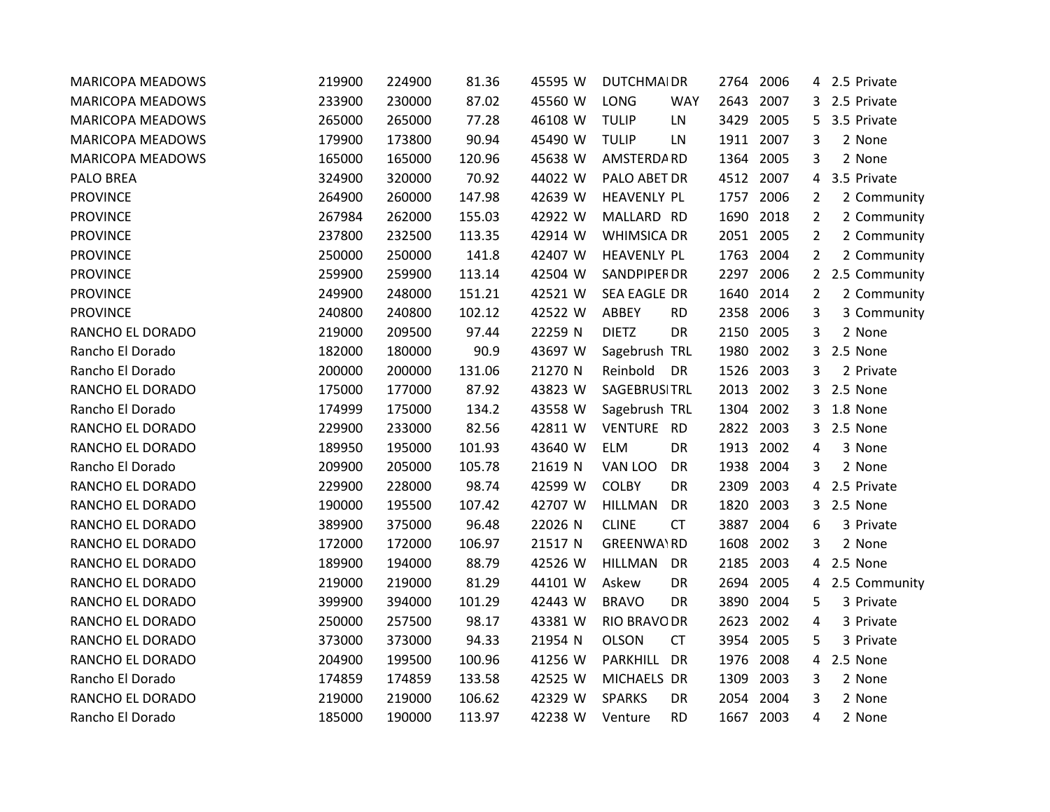| | | | | | | | | | | | | |
|---|---|---|---|---|---|---|---|---|---|---|---|---|
| MARICOPA MEADOWS | 219900 | 224900 | 81.36 | 45595 | W | DUTCHMAI | DR | 2764 | 2006 | 4 | 2.5 | Private |
| MARICOPA MEADOWS | 233900 | 230000 | 87.02 | 45560 | W | LONG | WAY | 2643 | 2007 | 3 | 2.5 | Private |
| MARICOPA MEADOWS | 265000 | 265000 | 77.28 | 46108 | W | TULIP | LN | 3429 | 2005 | 5 | 3.5 | Private |
| MARICOPA MEADOWS | 179900 | 173800 | 90.94 | 45490 | W | TULIP | LN | 1911 | 2007 | 3 | 2 | None |
| MARICOPA MEADOWS | 165000 | 165000 | 120.96 | 45638 | W | AMSTERDA | RD | 1364 | 2005 | 3 | 2 | None |
| PALO BREA | 324900 | 320000 | 70.92 | 44022 | W | PALO ABET | DR | 4512 | 2007 | 4 | 3.5 | Private |
| PROVINCE | 264900 | 260000 | 147.98 | 42639 | W | HEAVENLY | PL | 1757 | 2006 | 2 | 2 | Community |
| PROVINCE | 267984 | 262000 | 155.03 | 42922 | W | MALLARD | RD | 1690 | 2018 | 2 | 2 | Community |
| PROVINCE | 237800 | 232500 | 113.35 | 42914 | W | WHIMSICA | DR | 2051 | 2005 | 2 | 2 | Community |
| PROVINCE | 250000 | 250000 | 141.8 | 42407 | W | HEAVENLY | PL | 1763 | 2004 | 2 | 2 | Community |
| PROVINCE | 259900 | 259900 | 113.14 | 42504 | W | SANDPIPER | DR | 2297 | 2006 | 2 | 2.5 | Community |
| PROVINCE | 249900 | 248000 | 151.21 | 42521 | W | SEA EAGLE | DR | 1640 | 2014 | 2 | 2 | Community |
| PROVINCE | 240800 | 240800 | 102.12 | 42522 | W | ABBEY | RD | 2358 | 2006 | 3 | 3 | Community |
| RANCHO EL DORADO | 219000 | 209500 | 97.44 | 22259 | N | DIETZ | DR | 2150 | 2005 | 3 | 2 | None |
| Rancho El Dorado | 182000 | 180000 | 90.9 | 43697 | W | Sagebrush | TRL | 1980 | 2002 | 3 | 2.5 | None |
| Rancho El Dorado | 200000 | 200000 | 131.06 | 21270 | N | Reinbold | DR | 1526 | 2003 | 3 | 2 | Private |
| RANCHO EL DORADO | 175000 | 177000 | 87.92 | 43823 | W | SAGEBRUSI | TRL | 2013 | 2002 | 3 | 2.5 | None |
| Rancho El Dorado | 174999 | 175000 | 134.2 | 43558 | W | Sagebrush | TRL | 1304 | 2002 | 3 | 1.8 | None |
| RANCHO EL DORADO | 229900 | 233000 | 82.56 | 42811 | W | VENTURE | RD | 2822 | 2003 | 3 | 2.5 | None |
| RANCHO EL DORADO | 189950 | 195000 | 101.93 | 43640 | W | ELM | DR | 1913 | 2002 | 4 | 3 | None |
| Rancho El Dorado | 209900 | 205000 | 105.78 | 21619 | N | VAN LOO | DR | 1938 | 2004 | 3 | 2 | None |
| RANCHO EL DORADO | 229900 | 228000 | 98.74 | 42599 | W | COLBY | DR | 2309 | 2003 | 4 | 2.5 | Private |
| RANCHO EL DORADO | 190000 | 195500 | 107.42 | 42707 | W | HILLMAN | DR | 1820 | 2003 | 3 | 2.5 | None |
| RANCHO EL DORADO | 389900 | 375000 | 96.48 | 22026 | N | CLINE | CT | 3887 | 2004 | 6 | 3 | Private |
| RANCHO EL DORADO | 172000 | 172000 | 106.97 | 21517 | N | GREENWAY | RD | 1608 | 2002 | 3 | 2 | None |
| RANCHO EL DORADO | 189900 | 194000 | 88.79 | 42526 | W | HILLMAN | DR | 2185 | 2003 | 4 | 2.5 | None |
| RANCHO EL DORADO | 219000 | 219000 | 81.29 | 44101 | W | Askew | DR | 2694 | 2005 | 4 | 2.5 | Community |
| RANCHO EL DORADO | 399900 | 394000 | 101.29 | 42443 | W | BRAVO | DR | 3890 | 2004 | 5 | 3 | Private |
| RANCHO EL DORADO | 250000 | 257500 | 98.17 | 43381 | W | RIO BRAVO | DR | 2623 | 2002 | 4 | 3 | Private |
| RANCHO EL DORADO | 373000 | 373000 | 94.33 | 21954 | N | OLSON | CT | 3954 | 2005 | 5 | 3 | Private |
| RANCHO EL DORADO | 204900 | 199500 | 100.96 | 41256 | W | PARKHILL | DR | 1976 | 2008 | 4 | 2.5 | None |
| Rancho El Dorado | 174859 | 174859 | 133.58 | 42525 | W | MICHAELS | DR | 1309 | 2003 | 3 | 2 | None |
| RANCHO EL DORADO | 219000 | 219000 | 106.62 | 42329 | W | SPARKS | DR | 2054 | 2004 | 3 | 2 | None |
| Rancho El Dorado | 185000 | 190000 | 113.97 | 42238 | W | Venture | RD | 1667 | 2003 | 4 | 2 | None |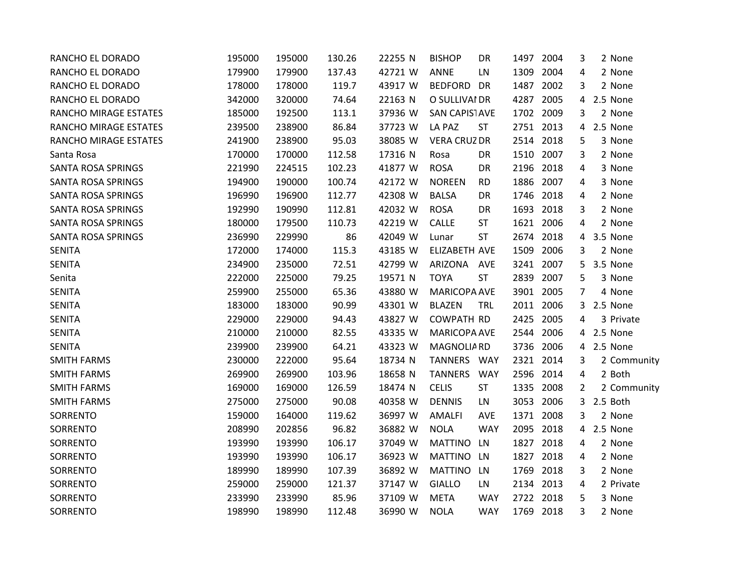| | | | | | | | | | | | | |
|---|---|---|---|---|---|---|---|---|---|---|---|---|
| RANCHO EL DORADO | 195000 | 195000 | 130.26 | 22255 | N | BISHOP | DR | 1497 | 2004 | 3 | 2 | None |
| RANCHO EL DORADO | 179900 | 179900 | 137.43 | 42721 | W | ANNE | LN | 1309 | 2004 | 4 | 2 | None |
| RANCHO EL DORADO | 178000 | 178000 | 119.7 | 43917 | W | BEDFORD | DR | 1487 | 2002 | 3 | 2 | None |
| RANCHO EL DORADO | 342000 | 320000 | 74.64 | 22163 | N | O SULLIVAI | DR | 4287 | 2005 | 4 | 2.5 | None |
| RANCHO MIRAGE ESTATES | 185000 | 192500 | 113.1 | 37936 | W | SAN CAPIST | AVE | 1702 | 2009 | 3 | 2 | None |
| RANCHO MIRAGE ESTATES | 239500 | 238900 | 86.84 | 37723 | W | LA PAZ | ST | 2751 | 2013 | 4 | 2.5 | None |
| RANCHO MIRAGE ESTATES | 241900 | 238900 | 95.03 | 38085 | W | VERA CRUZ | DR | 2514 | 2018 | 5 | 3 | None |
| Santa Rosa | 170000 | 170000 | 112.58 | 17316 | N | Rosa | DR | 1510 | 2007 | 3 | 2 | None |
| SANTA ROSA SPRINGS | 221990 | 224515 | 102.23 | 41877 | W | ROSA | DR | 2196 | 2018 | 4 | 3 | None |
| SANTA ROSA SPRINGS | 194900 | 190000 | 100.74 | 42172 | W | NOREEN | RD | 1886 | 2007 | 4 | 3 | None |
| SANTA ROSA SPRINGS | 196990 | 196900 | 112.77 | 42308 | W | BALSA | DR | 1746 | 2018 | 4 | 2 | None |
| SANTA ROSA SPRINGS | 192990 | 190990 | 112.81 | 42032 | W | ROSA | DR | 1693 | 2018 | 3 | 2 | None |
| SANTA ROSA SPRINGS | 180000 | 179500 | 110.73 | 42219 | W | CALLE | ST | 1621 | 2006 | 4 | 2 | None |
| SANTA ROSA SPRINGS | 236990 | 229990 | 86 | 42049 | W | Lunar | ST | 2674 | 2018 | 4 | 3.5 | None |
| SENITA | 172000 | 174000 | 115.3 | 43185 | W | ELIZABETH | AVE | 1509 | 2006 | 3 | 2 | None |
| SENITA | 234900 | 235000 | 72.51 | 42799 | W | ARIZONA | AVE | 3241 | 2007 | 5 | 3.5 | None |
| Senita | 222000 | 225000 | 79.25 | 19571 | N | TOYA | ST | 2839 | 2007 | 5 | 3 | None |
| SENITA | 259900 | 255000 | 65.36 | 43880 | W | MARICOPA | AVE | 3901 | 2005 | 7 | 4 | None |
| SENITA | 183000 | 183000 | 90.99 | 43301 | W | BLAZEN | TRL | 2011 | 2006 | 3 | 2.5 | None |
| SENITA | 229000 | 229000 | 94.43 | 43827 | W | COWPATH | RD | 2425 | 2005 | 4 | 3 | Private |
| SENITA | 210000 | 210000 | 82.55 | 43335 | W | MARICOPA | AVE | 2544 | 2006 | 4 | 2.5 | None |
| SENITA | 239900 | 239900 | 64.21 | 43323 | W | MAGNOLIA | RD | 3736 | 2006 | 4 | 2.5 | None |
| SMITH FARMS | 230000 | 222000 | 95.64 | 18734 | N | TANNERS | WAY | 2321 | 2014 | 3 | 2 | Community |
| SMITH FARMS | 269900 | 269900 | 103.96 | 18658 | N | TANNERS | WAY | 2596 | 2014 | 4 | 2 | Both |
| SMITH FARMS | 169000 | 169000 | 126.59 | 18474 | N | CELIS | ST | 1335 | 2008 | 2 | 2 | Community |
| SMITH FARMS | 275000 | 275000 | 90.08 | 40358 | W | DENNIS | LN | 3053 | 2006 | 3 | 2.5 | Both |
| SORRENTO | 159000 | 164000 | 119.62 | 36997 | W | AMALFI | AVE | 1371 | 2008 | 3 | 2 | None |
| SORRENTO | 208990 | 202856 | 96.82 | 36882 | W | NOLA | WAY | 2095 | 2018 | 4 | 2.5 | None |
| SORRENTO | 193990 | 193990 | 106.17 | 37049 | W | MATTINO | LN | 1827 | 2018 | 4 | 2 | None |
| SORRENTO | 193990 | 193990 | 106.17 | 36923 | W | MATTINO | LN | 1827 | 2018 | 4 | 2 | None |
| SORRENTO | 189990 | 189990 | 107.39 | 36892 | W | MATTINO | LN | 1769 | 2018 | 3 | 2 | None |
| SORRENTO | 259000 | 259000 | 121.37 | 37147 | W | GIALLO | LN | 2134 | 2013 | 4 | 2 | Private |
| SORRENTO | 233990 | 233990 | 85.96 | 37109 | W | META | WAY | 2722 | 2018 | 5 | 3 | None |
| SORRENTO | 198990 | 198990 | 112.48 | 36990 | W | NOLA | WAY | 1769 | 2018 | 3 | 2 | None |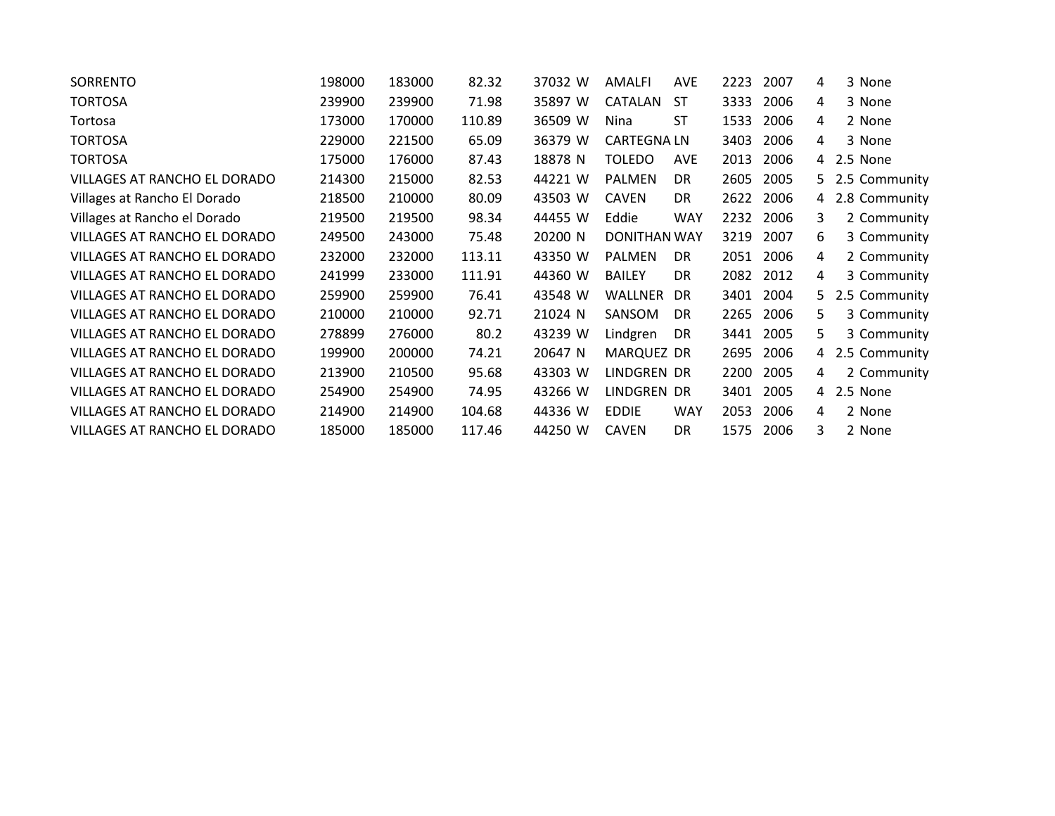| | | | | | | | | | | | | |
|---|---|---|---|---|---|---|---|---|---|---|---|---|
| SORRENTO | 198000 | 183000 | 82.32 | 37032 | W | AMALFI | AVE | 2223 | 2007 | 4 | 3 | None |
| TORTOSA | 239900 | 239900 | 71.98 | 35897 | W | CATALAN | ST | 3333 | 2006 | 4 | 3 | None |
| Tortosa | 173000 | 170000 | 110.89 | 36509 | W | Nina | ST | 1533 | 2006 | 4 | 2 | None |
| TORTOSA | 229000 | 221500 | 65.09 | 36379 | W | CARTEGNA | LN | 3403 | 2006 | 4 | 3 | None |
| TORTOSA | 175000 | 176000 | 87.43 | 18878 | N | TOLEDO | AVE | 2013 | 2006 | 4 | 2.5 | None |
| VILLAGES AT RANCHO EL DORADO | 214300 | 215000 | 82.53 | 44221 | W | PALMEN | DR | 2605 | 2005 | 5 | 2.5 | Community |
| Villages at Rancho El Dorado | 218500 | 210000 | 80.09 | 43503 | W | CAVEN | DR | 2622 | 2006 | 4 | 2.8 | Community |
| Villages at Rancho el Dorado | 219500 | 219500 | 98.34 | 44455 | W | Eddie | WAY | 2232 | 2006 | 3 | 2 | Community |
| VILLAGES AT RANCHO EL DORADO | 249500 | 243000 | 75.48 | 20200 | N | DONITHAN | WAY | 3219 | 2007 | 6 | 3 | Community |
| VILLAGES AT RANCHO EL DORADO | 232000 | 232000 | 113.11 | 43350 | W | PALMEN | DR | 2051 | 2006 | 4 | 2 | Community |
| VILLAGES AT RANCHO EL DORADO | 241999 | 233000 | 111.91 | 44360 | W | BAILEY | DR | 2082 | 2012 | 4 | 3 | Community |
| VILLAGES AT RANCHO EL DORADO | 259900 | 259900 | 76.41 | 43548 | W | WALLNER | DR | 3401 | 2004 | 5 | 2.5 | Community |
| VILLAGES AT RANCHO EL DORADO | 210000 | 210000 | 92.71 | 21024 | N | SANSOM | DR | 2265 | 2006 | 5 | 3 | Community |
| VILLAGES AT RANCHO EL DORADO | 278899 | 276000 | 80.2 | 43239 | W | Lindgren | DR | 3441 | 2005 | 5 | 3 | Community |
| VILLAGES AT RANCHO EL DORADO | 199900 | 200000 | 74.21 | 20647 | N | MARQUEZ | DR | 2695 | 2006 | 4 | 2.5 | Community |
| VILLAGES AT RANCHO EL DORADO | 213900 | 210500 | 95.68 | 43303 | W | LINDGREN | DR | 2200 | 2005 | 4 | 2 | Community |
| VILLAGES AT RANCHO EL DORADO | 254900 | 254900 | 74.95 | 43266 | W | LINDGREN | DR | 3401 | 2005 | 4 | 2.5 | None |
| VILLAGES AT RANCHO EL DORADO | 214900 | 214900 | 104.68 | 44336 | W | EDDIE | WAY | 2053 | 2006 | 4 | 2 | None |
| VILLAGES AT RANCHO EL DORADO | 185000 | 185000 | 117.46 | 44250 | W | CAVEN | DR | 1575 | 2006 | 3 | 2 | None |